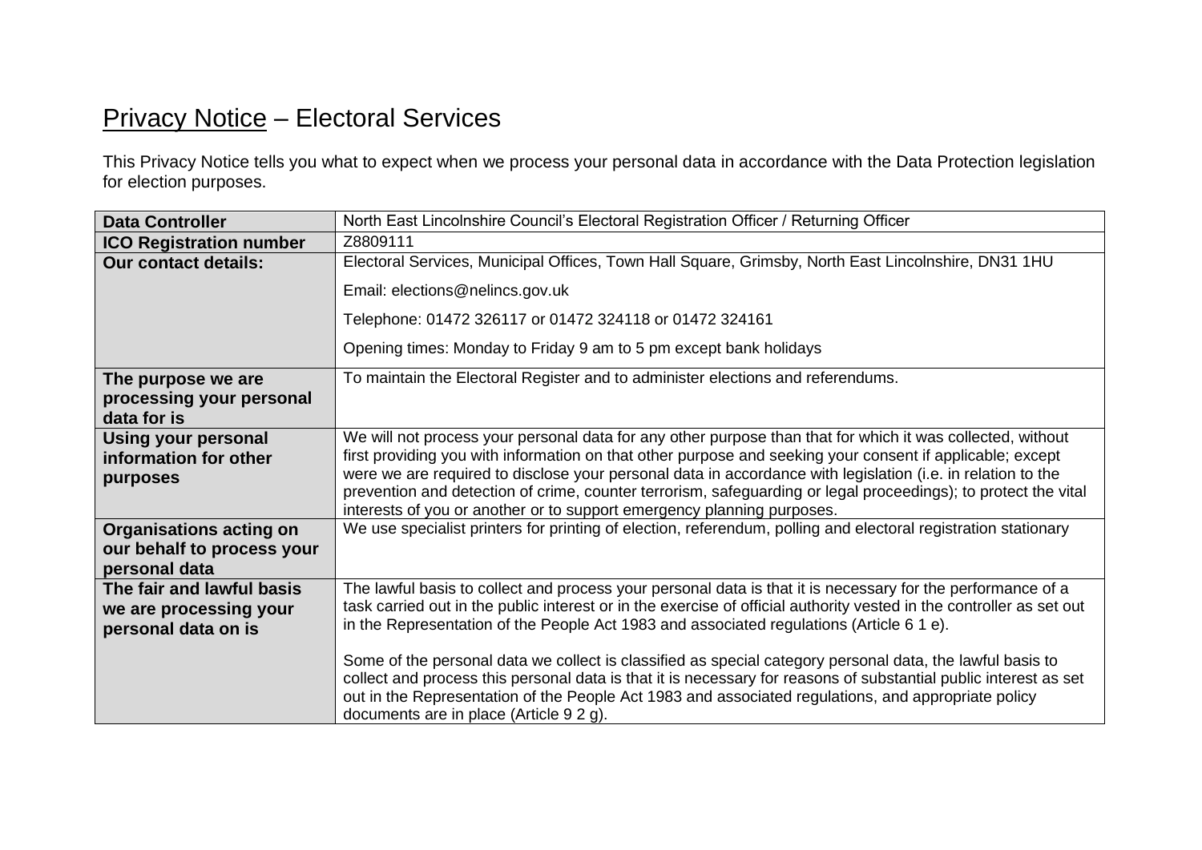# Privacy Notice – Electoral Services

This Privacy Notice tells you what to expect when we process your personal data in accordance with the Data Protection legislation for election purposes.

| | |
|---|---|
| **Data Controller** | North East Lincolnshire Council's Electoral Registration Officer / Returning Officer |
| **ICO Registration number** | Z8809111 |
| **Our contact details:** | Electoral Services, Municipal Offices, Town Hall Square, Grimsby, North East Lincolnshire, DN31 1HU<br><br>Email: elections@nelincs.gov.uk<br><br>Telephone: 01472 326117 or 01472 324118 or 01472 324161<br><br>Opening times: Monday to Friday 9 am to 5 pm except bank holidays |
| **The purpose we are processing your personal data for is** | To maintain the Electoral Register and to administer elections and referendums. |
| **Using your personal information for other purposes** | We will not process your personal data for any other purpose than that for which it was collected, without first providing you with information on that other purpose and seeking your consent if applicable; except were we are required to disclose your personal data in accordance with legislation (i.e. in relation to the prevention and detection of crime, counter terrorism, safeguarding or legal proceedings); to protect the vital interests of you or another or to support emergency planning purposes. |
| **Organisations acting on our behalf to process your personal data** | We use specialist printers for printing of election, referendum, polling and electoral registration stationary |
| **The fair and lawful basis we are processing your personal data on is** | The lawful basis to collect and process your personal data is that it is necessary for the performance of a task carried out in the public interest or in the exercise of official authority vested in the controller as set out in the Representation of the People Act 1983 and associated regulations (Article 6 1 e).<br><br>Some of the personal data we collect is classified as special category personal data, the lawful basis to collect and process this personal data is that it is necessary for reasons of substantial public interest as set out in the Representation of the People Act 1983 and associated regulations, and appropriate policy documents are in place (Article 9 2 g). |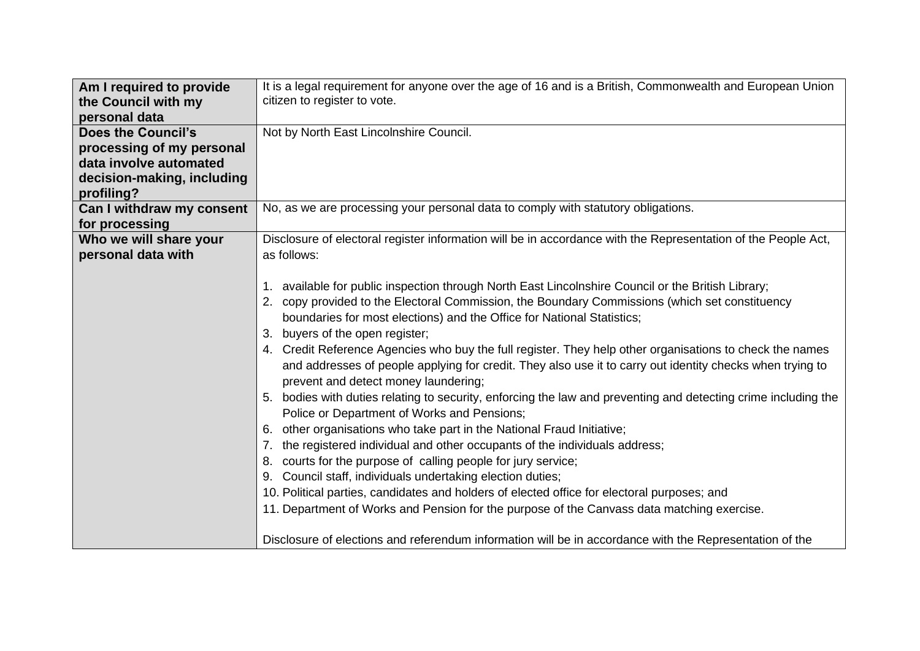| Am I required to provide the Council with my personal data | It is a legal requirement for anyone over the age of 16 and is a British, Commonwealth and European Union citizen to register to vote. |
|---|---|
| **Does the Council's processing of my personal data involve automated decision-making, including profiling?** | Not by North East Lincolnshire Council. |
| **Can I withdraw my consent for processing** | No, as we are processing your personal data to comply with statutory obligations. |
| **Who we will share your personal data with** | Disclosure of electoral register information will be in accordance with the Representation of the People Act, as follows:<br><br>1. available for public inspection through North East Lincolnshire Council or the British Library;<br>2. copy provided to the Electoral Commission, the Boundary Commissions (which set constituency boundaries for most elections) and the Office for National Statistics;<br>3. buyers of the open register;<br>4. Credit Reference Agencies who buy the full register. They help other organisations to check the names and addresses of people applying for credit. They also use it to carry out identity checks when trying to prevent and detect money laundering;<br>5. bodies with duties relating to security, enforcing the law and preventing and detecting crime including the Police or Department of Works and Pensions;<br>6. other organisations who take part in the National Fraud Initiative;<br>7. the registered individual and other occupants of the individuals address;<br>8. courts for the purpose of calling people for jury service;<br>9. Council staff, individuals undertaking election duties;<br>10. Political parties, candidates and holders of elected office for electoral purposes; and<br>11. Department of Works and Pension for the purpose of the Canvass data matching exercise.<br><br>Disclosure of elections and referendum information will be in accordance with the Representation of the |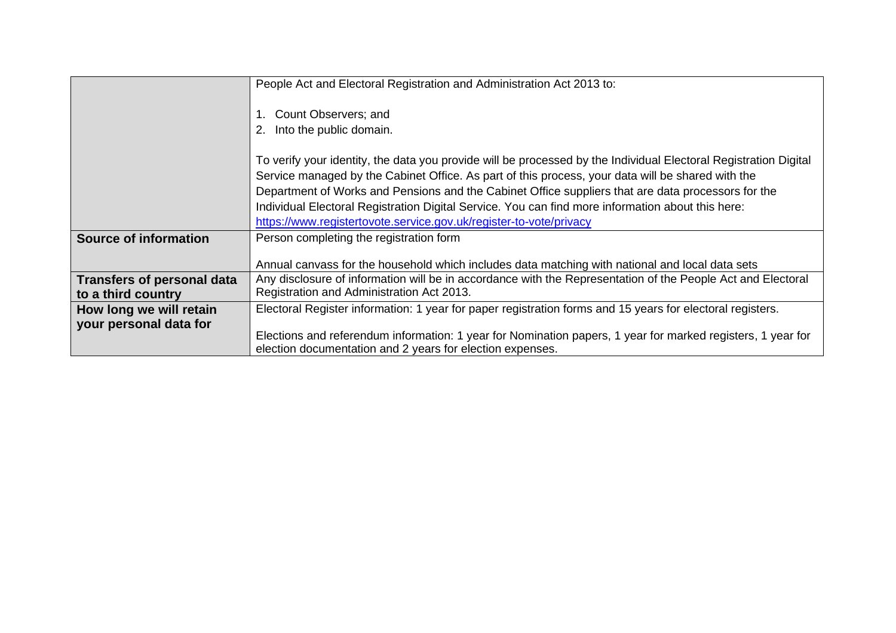| | |
|---|---|
| | People Act and Electoral Registration and Administration Act 2013 to:<br><br>1. Count Observers; and<br>2. Into the public domain.<br><br>To verify your identity, the data you provide will be processed by the Individual Electoral Registration Digital Service managed by the Cabinet Office. As part of this process, your data will be shared with the Department of Works and Pensions and the Cabinet Office suppliers that are data processors for the Individual Electoral Registration Digital Service. You can find more information about this here: [https://www.registertovote.service.gov.uk/register-to-vote/privacy](https://www.registertovote.service.gov.uk/register-to-vote/privacy) |
| **Source of information** | Person completing the registration form<br><br>Annual canvass for the household which includes data matching with national and local data sets |
| **Transfers of personal data to a third country** | Any disclosure of information will be in accordance with the Representation of the People Act and Electoral Registration and Administration Act 2013. |
| **How long we will retain your personal data for** | Electoral Register information: 1 year for paper registration forms and 15 years for electoral registers.<br><br>Elections and referendum information: 1 year for Nomination papers, 1 year for marked registers, 1 year for election documentation and 2 years for election expenses. |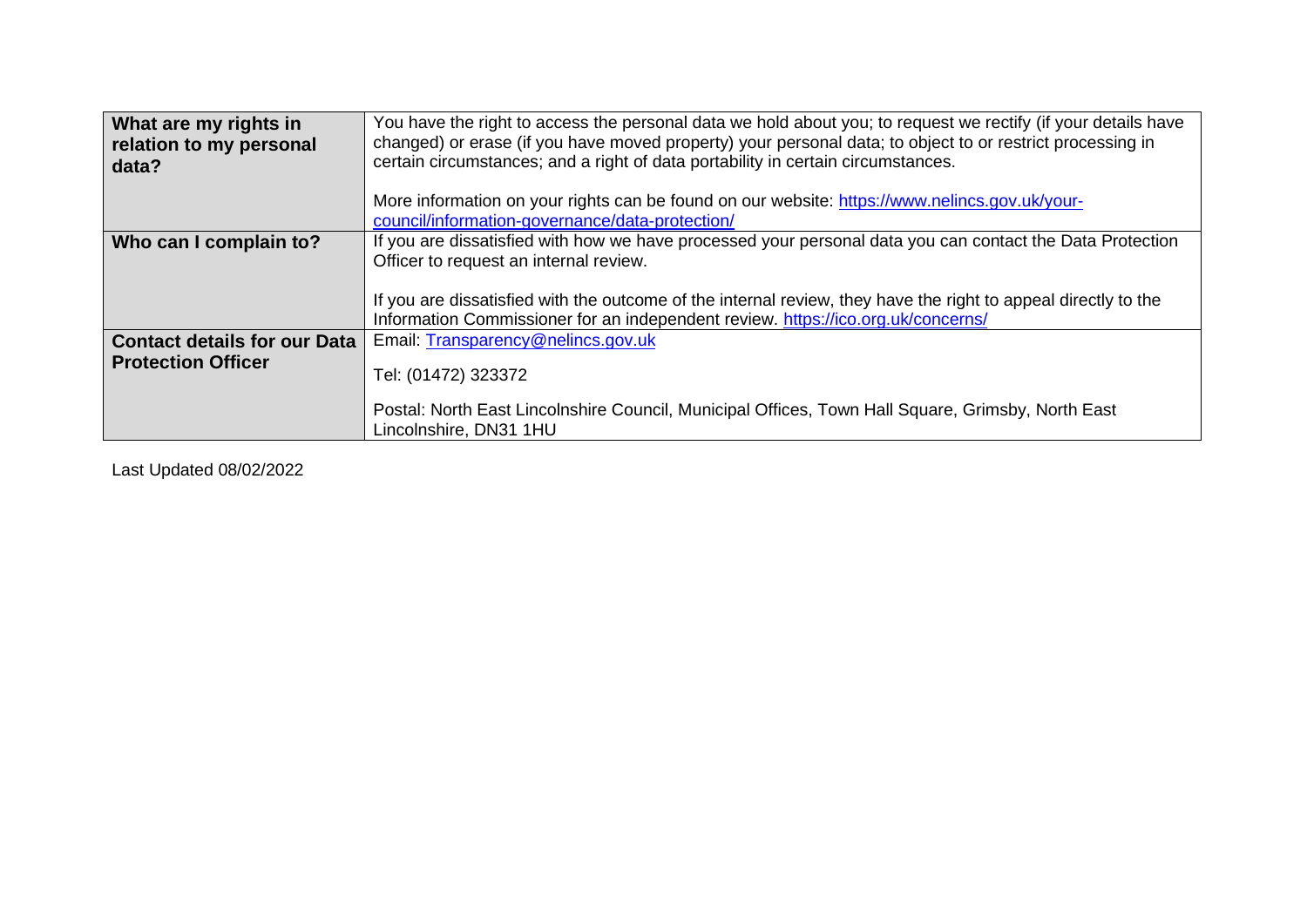| | |
|---|---|
| **What are my rights in relation to my personal data?** | You have the right to access the personal data we hold about you; to request we rectify (if your details have changed) or erase (if you have moved property) your personal data; to object to or restrict processing in certain circumstances; and a right of data portability in certain circumstances.<br><br>More information on your rights can be found on our website: https://www.nelincs.gov.uk/your-council/information-governance/data-protection/ |
| **Who can I complain to?** | If you are dissatisfied with how we have processed your personal data you can contact the Data Protection Officer to request an internal review.<br><br>If you are dissatisfied with the outcome of the internal review, they have the right to appeal directly to the Information Commissioner for an independent review. https://ico.org.uk/concerns/ |
| **Contact details for our Data Protection Officer** | Email: Transparency@nelincs.gov.uk<br><br>Tel: (01472) 323372<br><br>Postal: North East Lincolnshire Council, Municipal Offices, Town Hall Square, Grimsby, North East Lincolnshire, DN31 1HU |

Last Updated 08/02/2022